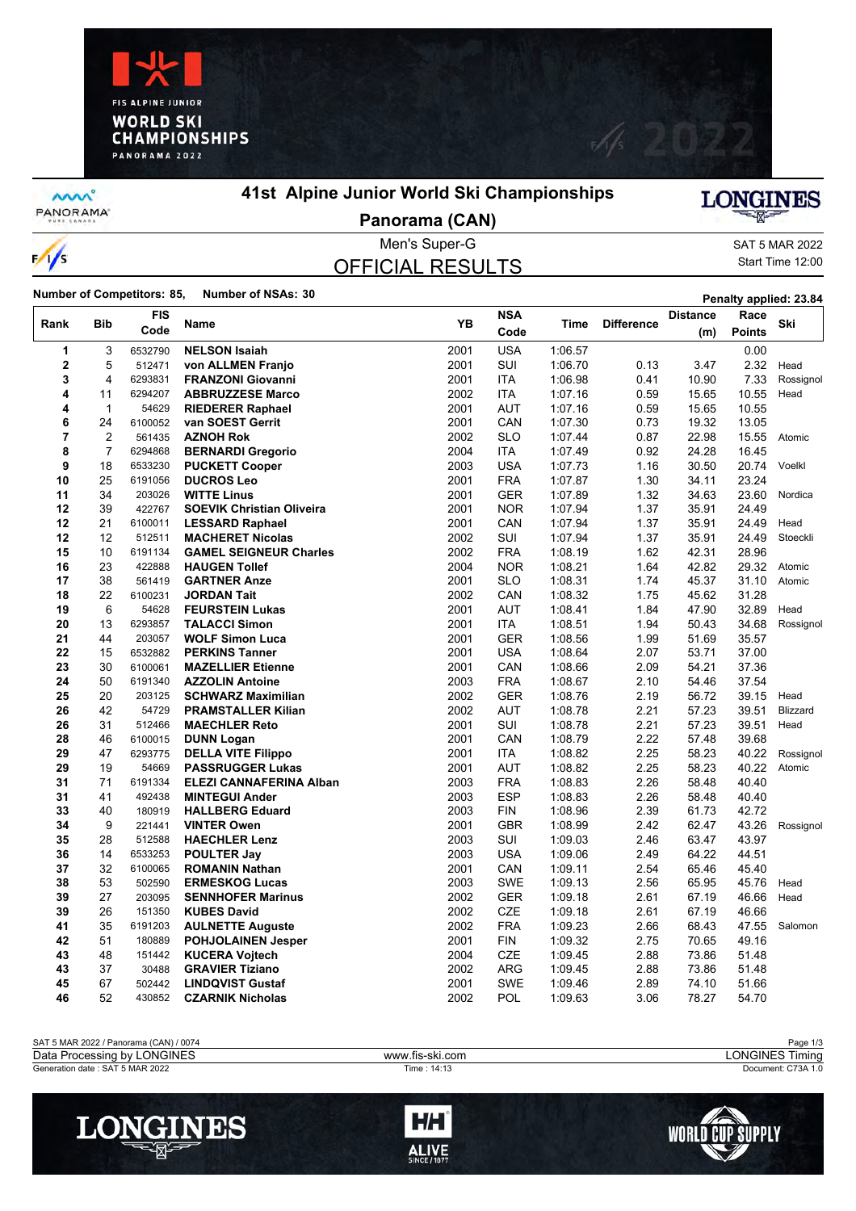# 41st Alpine Junior World Ski Championships

## Panorama (CAN)

Men's Super-G

SAT 5 MAR 2022

Start Time 12:00

## OFFICIAL RESULTS

**Number of Competitors: 85, Number of NSAs: 30**

**Penalty applied: 23.84**

| Rank | Bib | FIS Code | Name | YB | NSA Code | Time | Difference | Distance (m) | Race Points | Ski |
|---|---|---|---|---|---|---|---|---|---|---|
| 1 | 3 | 6532790 | **NELSON Isaiah** | 2001 | USA | 1:06.57 | | | 0.00 | |
| 2 | 5 | 512471 | **von ALLMEN Franjo** | 2001 | SUI | 1:06.70 | 0.13 | 3.47 | 2.32 | Head |
| 3 | 4 | 6293831 | **FRANZONI Giovanni** | 2001 | ITA | 1:06.98 | 0.41 | 10.90 | 7.33 | Rossignol |
| 4 | 11 | 6294207 | **ABBRUZZESE Marco** | 2002 | ITA | 1:07.16 | 0.59 | 15.65 | 10.55 | Head |
| 4 | 1 | 54629 | **RIEDERER Raphael** | 2001 | AUT | 1:07.16 | 0.59 | 15.65 | 10.55 | |
| 6 | 24 | 6100052 | **van SOEST Gerrit** | 2001 | CAN | 1:07.30 | 0.73 | 19.32 | 13.05 | |
| 7 | 2 | 561435 | **AZNOH Rok** | 2002 | SLO | 1:07.44 | 0.87 | 22.98 | 15.55 | Atomic |
| 8 | 7 | 6294868 | **BERNARDI Gregorio** | 2004 | ITA | 1:07.49 | 0.92 | 24.28 | 16.45 | |
| 9 | 18 | 6533230 | **PUCKETT Cooper** | 2003 | USA | 1:07.73 | 1.16 | 30.50 | 20.74 | Voelkl |
| 10 | 25 | 6191056 | **DUCROS Leo** | 2001 | FRA | 1:07.87 | 1.30 | 34.11 | 23.24 | |
| 11 | 34 | 203026 | **WITTE Linus** | 2001 | GER | 1:07.89 | 1.32 | 34.63 | 23.60 | Nordica |
| 12 | 39 | 422767 | **SOEVIK Christian Oliveira** | 2001 | NOR | 1:07.94 | 1.37 | 35.91 | 24.49 | |
| 12 | 21 | 6100011 | **LESSARD Raphael** | 2001 | CAN | 1:07.94 | 1.37 | 35.91 | 24.49 | Head |
| 12 | 12 | 512511 | **MACHERET Nicolas** | 2002 | SUI | 1:07.94 | 1.37 | 35.91 | 24.49 | Stoeckli |
| 15 | 10 | 6191134 | **GAMEL SEIGNEUR Charles** | 2002 | FRA | 1:08.19 | 1.62 | 42.31 | 28.96 | |
| 16 | 23 | 422888 | **HAUGEN Tollef** | 2004 | NOR | 1:08.21 | 1.64 | 42.82 | 29.32 | Atomic |
| 17 | 38 | 561419 | **GARTNER Anze** | 2001 | SLO | 1:08.31 | 1.74 | 45.37 | 31.10 | Atomic |
| 18 | 22 | 6100231 | **JORDAN Tait** | 2002 | CAN | 1:08.32 | 1.75 | 45.62 | 31.28 | |
| 19 | 6 | 54628 | **FEURSTEIN Lukas** | 2001 | AUT | 1:08.41 | 1.84 | 47.90 | 32.89 | Head |
| 20 | 13 | 6293857 | **TALACCI Simon** | 2001 | ITA | 1:08.51 | 1.94 | 50.43 | 34.68 | Rossignol |
| 21 | 44 | 203057 | **WOLF Simon Luca** | 2001 | GER | 1:08.56 | 1.99 | 51.69 | 35.57 | |
| 22 | 15 | 6532882 | **PERKINS Tanner** | 2001 | USA | 1:08.64 | 2.07 | 53.71 | 37.00 | |
| 23 | 30 | 6100061 | **MAZELLIER Etienne** | 2001 | CAN | 1:08.66 | 2.09 | 54.21 | 37.36 | |
| 24 | 50 | 6191340 | **AZZOLIN Antoine** | 2003 | FRA | 1:08.67 | 2.10 | 54.46 | 37.54 | |
| 25 | 20 | 203125 | **SCHWARZ Maximilian** | 2002 | GER | 1:08.76 | 2.19 | 56.72 | 39.15 | Head |
| 26 | 42 | 54729 | **PRAMSTALLER Kilian** | 2002 | AUT | 1:08.78 | 2.21 | 57.23 | 39.51 | Blizzard |
| 26 | 31 | 512466 | **MAECHLER Reto** | 2001 | SUI | 1:08.78 | 2.21 | 57.23 | 39.51 | Head |
| 28 | 46 | 6100015 | **DUNN Logan** | 2001 | CAN | 1:08.79 | 2.22 | 57.48 | 39.68 | |
| 29 | 47 | 6293775 | **DELLA VITE Filippo** | 2001 | ITA | 1:08.82 | 2.25 | 58.23 | 40.22 | Rossignol |
| 29 | 19 | 54669 | **PASSRUGGER Lukas** | 2001 | AUT | 1:08.82 | 2.25 | 58.23 | 40.22 | Atomic |
| 31 | 71 | 6191334 | **ELEZI CANNAFERINA Alban** | 2003 | FRA | 1:08.83 | 2.26 | 58.48 | 40.40 | |
| 31 | 41 | 492438 | **MINTEGUI Ander** | 2003 | ESP | 1:08.83 | 2.26 | 58.48 | 40.40 | |
| 33 | 40 | 180919 | **HALLBERG Eduard** | 2003 | FIN | 1:08.96 | 2.39 | 61.73 | 42.72 | |
| 34 | 9 | 221441 | **VINTER Owen** | 2001 | GBR | 1:08.99 | 2.42 | 62.47 | 43.26 | Rossignol |
| 35 | 28 | 512588 | **HAECHLER Lenz** | 2003 | SUI | 1:09.03 | 2.46 | 63.47 | 43.97 | |
| 36 | 14 | 6533253 | **POULTER Jay** | 2003 | USA | 1:09.06 | 2.49 | 64.22 | 44.51 | |
| 37 | 32 | 6100065 | **ROMANIN Nathan** | 2001 | CAN | 1:09.11 | 2.54 | 65.46 | 45.40 | |
| 38 | 53 | 502590 | **ERMESKOG Lucas** | 2003 | SWE | 1:09.13 | 2.56 | 65.95 | 45.76 | Head |
| 39 | 27 | 203095 | **SENNHOFER Marinus** | 2002 | GER | 1:09.18 | 2.61 | 67.19 | 46.66 | Head |
| 39 | 26 | 151350 | **KUBES David** | 2002 | CZE | 1:09.18 | 2.61 | 67.19 | 46.66 | |
| 41 | 35 | 6191203 | **AULNETTE Auguste** | 2002 | FRA | 1:09.23 | 2.66 | 68.43 | 47.55 | Salomon |
| 42 | 51 | 180889 | **POHJOLAINEN Jesper** | 2001 | FIN | 1:09.32 | 2.75 | 70.65 | 49.16 | |
| 43 | 48 | 151442 | **KUCERA Vojtech** | 2004 | CZE | 1:09.45 | 2.88 | 73.86 | 51.48 | |
| 43 | 37 | 30488 | **GRAVIER Tiziano** | 2002 | ARG | 1:09.45 | 2.88 | 73.86 | 51.48 | |
| 45 | 67 | 502442 | **LINDQVIST Gustaf** | 2001 | SWE | 1:09.46 | 2.89 | 74.10 | 51.66 | |
| 46 | 52 | 430852 | **CZARNIK Nicholas** | 2002 | POL | 1:09.63 | 3.06 | 78.27 | 54.70 | |

SAT 5 MAR 2022 / Panorama (CAN) / 0074

Data Processing by LONGINES — www.fis-ski.com — LONGINES Timing

Generation date : SAT 5 MAR 2022 — Time : 14:13 — Document: C73A 1.0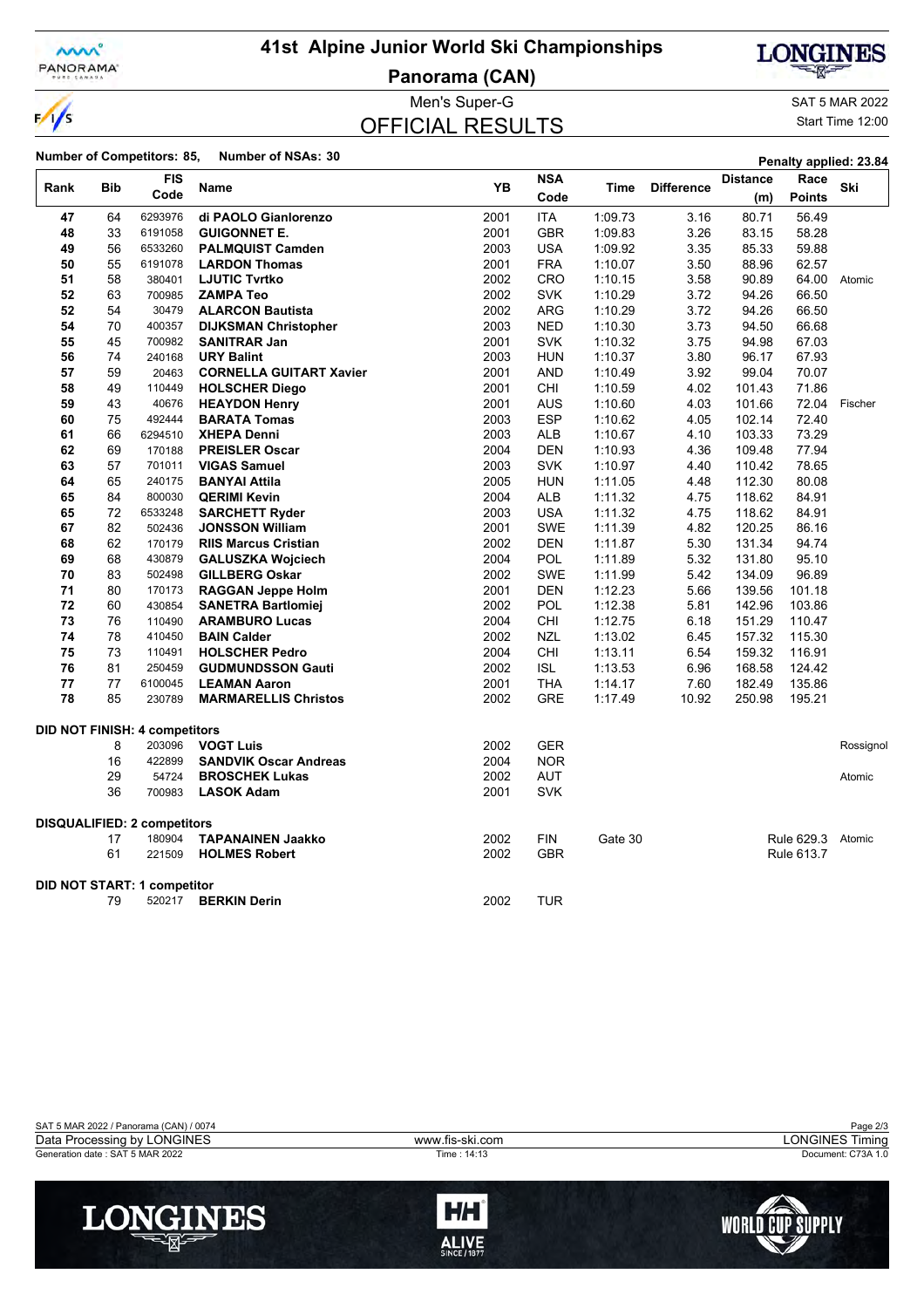# 41st Alpine Junior World Ski Championships

## Panorama (CAN)

Men's Super-G

SAT 5 MAR 2022

## OFFICIAL RESULTS

Start Time 12:00

**Number of Competitors: 85, Number of NSAs: 30**

**Penalty applied: 23.84**

| Rank | Bib | FIS Code | Name | YB | NSA Code | Time | Difference | Distance (m) | Race Points | Ski |
|---|---|---|---|---|---|---|---|---|---|---|
| 47 | 64 | 6293976 | **di PAOLO Gianlorenzo** | 2001 | ITA | 1:09.73 | 3.16 | 80.71 | 56.49 | |
| 48 | 33 | 6191058 | **GUIGONNET E.** | 2001 | GBR | 1:09.83 | 3.26 | 83.15 | 58.28 | |
| 49 | 56 | 6533260 | **PALMQUIST Camden** | 2003 | USA | 1:09.92 | 3.35 | 85.33 | 59.88 | |
| 50 | 55 | 6191078 | **LARDON Thomas** | 2001 | FRA | 1:10.07 | 3.50 | 88.96 | 62.57 | |
| 51 | 58 | 380401 | **LJUTIC Tvrtko** | 2002 | CRO | 1:10.15 | 3.58 | 90.89 | 64.00 | Atomic |
| 52 | 63 | 700985 | **ZAMPA Teo** | 2002 | SVK | 1:10.29 | 3.72 | 94.26 | 66.50 | |
| 52 | 54 | 30479 | **ALARCON Bautista** | 2002 | ARG | 1:10.29 | 3.72 | 94.26 | 66.50 | |
| 54 | 70 | 400357 | **DIJKSMAN Christopher** | 2003 | NED | 1:10.30 | 3.73 | 94.50 | 66.68 | |
| 55 | 45 | 700982 | **SANITRAR Jan** | 2001 | SVK | 1:10.32 | 3.75 | 94.98 | 67.03 | |
| 56 | 74 | 240168 | **URY Balint** | 2003 | HUN | 1:10.37 | 3.80 | 96.17 | 67.93 | |
| 57 | 59 | 20463 | **CORNELLA GUITART Xavier** | 2001 | AND | 1:10.49 | 3.92 | 99.04 | 70.07 | |
| 58 | 49 | 110449 | **HOLSCHER Diego** | 2001 | CHI | 1:10.59 | 4.02 | 101.43 | 71.86 | |
| 59 | 43 | 40676 | **HEAYDON Henry** | 2001 | AUS | 1:10.60 | 4.03 | 101.66 | 72.04 | Fischer |
| 60 | 75 | 492444 | **BARATA Tomas** | 2003 | ESP | 1:10.62 | 4.05 | 102.14 | 72.40 | |
| 61 | 66 | 6294510 | **XHEPA Denni** | 2003 | ALB | 1:10.67 | 4.10 | 103.33 | 73.29 | |
| 62 | 69 | 170188 | **PREISLER Oscar** | 2004 | DEN | 1:10.93 | 4.36 | 109.48 | 77.94 | |
| 63 | 57 | 701011 | **VIGAS Samuel** | 2003 | SVK | 1:10.97 | 4.40 | 110.42 | 78.65 | |
| 64 | 65 | 240175 | **BANYAI Attila** | 2005 | HUN | 1:11.05 | 4.48 | 112.30 | 80.08 | |
| 65 | 84 | 800030 | **QERIMI Kevin** | 2004 | ALB | 1:11.32 | 4.75 | 118.62 | 84.91 | |
| 65 | 72 | 6533248 | **SARCHETT Ryder** | 2003 | USA | 1:11.32 | 4.75 | 118.62 | 84.91 | |
| 67 | 82 | 502436 | **JONSSON William** | 2001 | SWE | 1:11.39 | 4.82 | 120.25 | 86.16 | |
| 68 | 62 | 170179 | **RIIS Marcus Cristian** | 2002 | DEN | 1:11.87 | 5.30 | 131.34 | 94.74 | |
| 69 | 68 | 430879 | **GALUSZKA Wojciech** | 2004 | POL | 1:11.89 | 5.32 | 131.80 | 95.10 | |
| 70 | 83 | 502498 | **GILLBERG Oskar** | 2002 | SWE | 1:11.99 | 5.42 | 134.09 | 96.89 | |
| 71 | 80 | 170173 | **RAGGAN Jeppe Holm** | 2001 | DEN | 1:12.23 | 5.66 | 139.56 | 101.18 | |
| 72 | 60 | 430854 | **SANETRA Bartlomiej** | 2002 | POL | 1:12.38 | 5.81 | 142.96 | 103.86 | |
| 73 | 76 | 110490 | **ARAMBURO Lucas** | 2004 | CHI | 1:12.75 | 6.18 | 151.29 | 110.47 | |
| 74 | 78 | 410450 | **BAIN Calder** | 2002 | NZL | 1:13.02 | 6.45 | 157.32 | 115.30 | |
| 75 | 73 | 110491 | **HOLSCHER Pedro** | 2004 | CHI | 1:13.11 | 6.54 | 159.32 | 116.91 | |
| 76 | 81 | 250459 | **GUDMUNDSSON Gauti** | 2002 | ISL | 1:13.53 | 6.96 | 168.58 | 124.42 | |
| 77 | 77 | 6100045 | **LEAMAN Aaron** | 2001 | THA | 1:14.17 | 7.60 | 182.49 | 135.86 | |
| 78 | 85 | 230789 | **MARMARELLIS Christos** | 2002 | GRE | 1:17.49 | 10.92 | 250.98 | 195.21 | |

**DID NOT FINISH: 4 competitors**

| Rank | Bib | FIS Code | Name | YB | NSA Code | Time | Difference | Distance (m) | Race Points | Ski |
|---|---|---|---|---|---|---|---|---|---|---|
| | 8 | 203096 | **VOGT Luis** | 2002 | GER | | | | | Rossignol |
| | 16 | 422899 | **SANDVIK Oscar Andreas** | 2004 | NOR | | | | | |
| | 29 | 54724 | **BROSCHEK Lukas** | 2002 | AUT | | | | | Atomic |
| | 36 | 700983 | **LASOK Adam** | 2001 | SVK | | | | | |

**DISQUALIFIED: 2 competitors**

| Rank | Bib | FIS Code | Name | YB | NSA Code | Time | Difference | Distance (m) | Race Points | Ski |
|---|---|---|---|---|---|---|---|---|---|---|
| | 17 | 180904 | **TAPANAINEN Jaakko** | 2002 | FIN | Gate 30 | | | Rule 629.3 | Atomic |
| | 61 | 221509 | **HOLMES Robert** | 2002 | GBR | | | | Rule 613.7 | |

**DID NOT START: 1 competitor**

| Rank | Bib | FIS Code | Name | YB | NSA Code | Time | Difference | Distance (m) | Race Points | Ski |
|---|---|---|---|---|---|---|---|---|---|---|
| | 79 | 520217 | **BERKIN Derin** | 2002 | TUR | | | | | |

SAT 5 MAR 2022 / Panorama (CAN) / 0074

Data Processing by LONGINES — www.fis-ski.com — LONGINES Timing

Generation date : SAT 5 MAR 2022 — Time : 14:13 — Document: C73A 1.0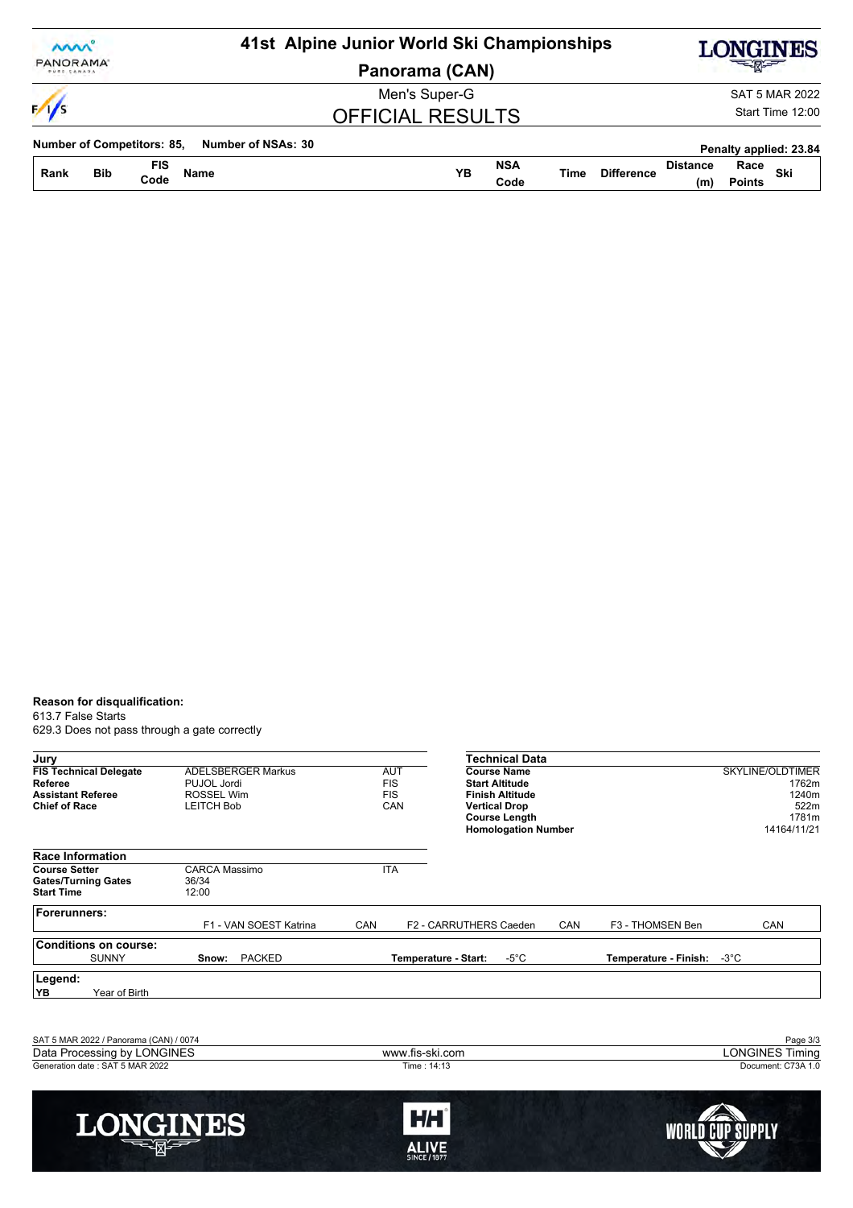# 41st Alpine Junior World Ski Championships

## Panorama (CAN)

Men's Super-G

SAT 5 MAR 2022

OFFICIAL RESULTS

Start Time 12:00

**Number of Competitors: 85, Number of NSAs: 30**

**Penalty applied: 23.84**

| Rank | Bib | FIS Code | Name | YB | NSA Code | Time | Difference | Distance (m) | Race Points | Ski |
|---|---|---|---|---|---|---|---|---|---|---|

**Reason for disqualification:**

613.7 False Starts

629.3 Does not pass through a gate correctly

| Jury | | |
|---|---|---|
| **FIS Technical Delegate** | ADELSBERGER Markus | AUT |
| **Referee** | PUJOL Jordi | FIS |
| **Assistant Referee** | ROSSEL Wim | FIS |
| **Chief of Race** | LEITCH Bob | CAN |

| Technical Data | |
|---|---|
| **Course Name** | SKYLINE/OLDTIMER |
| **Start Altitude** | 1762m |
| **Finish Altitude** | 1240m |
| **Vertical Drop** | 522m |
| **Course Length** | 1781m |
| **Homologation Number** | 14164/11/21 |

| Race Information | | |
|---|---|---|
| **Course Setter** | CARCA Massimo | ITA |
| **Gates/Turning Gates** | 36/34 | |
| **Start Time** | 12:00 | |

**Forerunners:**

| | | | | | |
|---|---|---|---|---|---|
| F1 - VAN SOEST Katrina | CAN | F2 - CARRUTHERS Caeden | CAN | F3 - THOMSEN Ben | CAN |

**Conditions on course:**

SUNNY | **Snow:** PACKED | **Temperature - Start:** -5°C | **Temperature - Finish:** -3°C

**Legend:**

**YB** Year of Birth

SAT 5 MAR 2022 / Panorama (CAN) / 0074

Data Processing by LONGINES | www.fis-ski.com | LONGINES Timing

Generation date : SAT 5 MAR 2022 | Time : 14:13 | Document: C73A 1.0